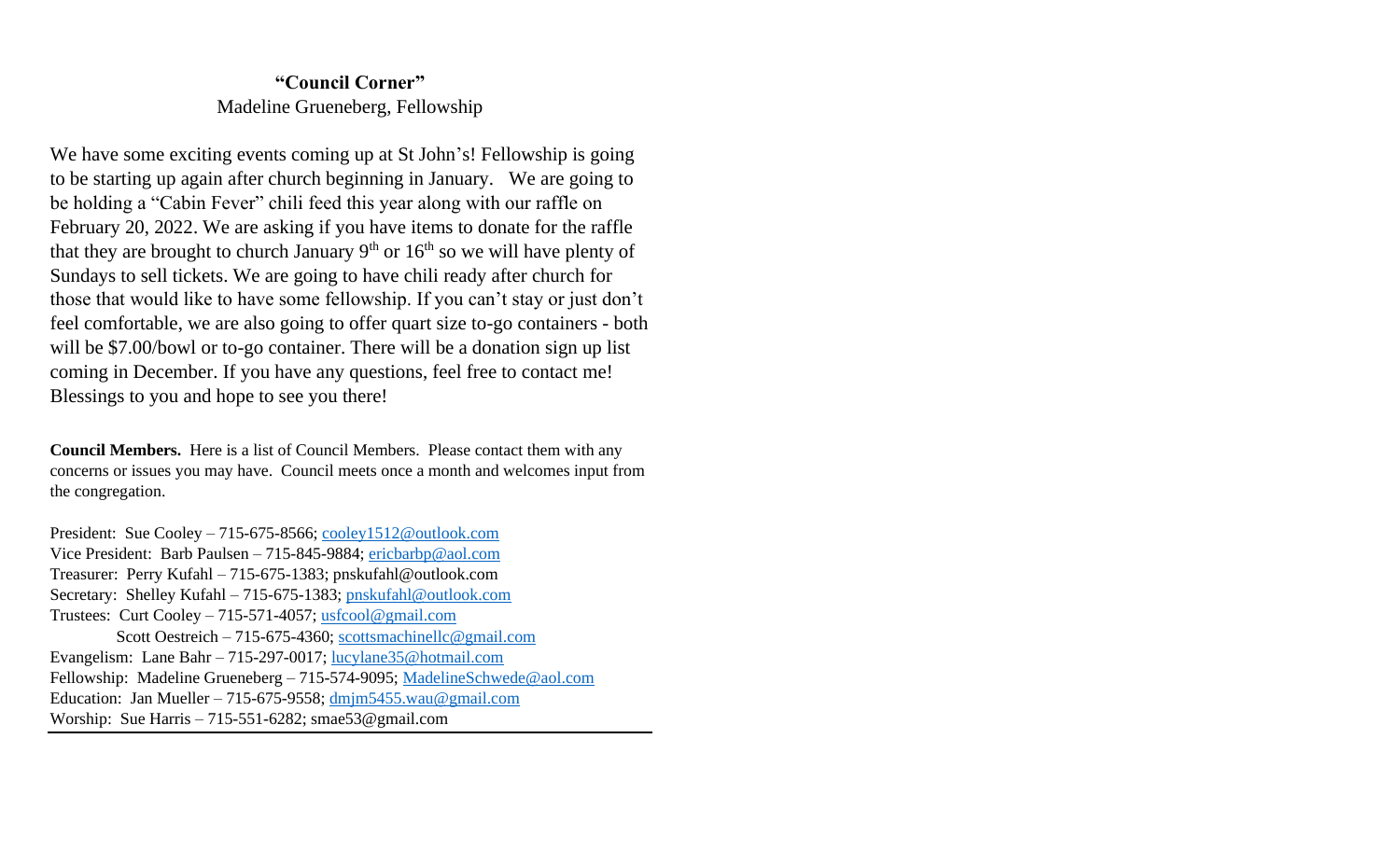## "Council Corner"

Madeline Grueneberg, Fellowship

We have some exciting events coming up at St John's! Fellowship is going to be starting up again after church beginning in January. We are going to be holding a "Cabin Fever" chili feed this year along with our raffle on February 20, 2022. We are asking if you have items to donate for the raffle that they are brought to church January 9th or 16th so we will have plenty of Sundays to sell tickets. We are going to have chili ready after church for those that would like to have some fellowship. If you can't stay or just don't feel comfortable, we are also going to offer quart size to-go containers - both will be $7.00/bowl or to-go container. There will be a donation sign up list coming in December. If you have any questions, feel free to contact me! Blessings to you and hope to see you there!

**Council Members.** Here is a list of Council Members. Please contact them with any concerns or issues you may have. Council meets once a month and welcomes input from the congregation.

President: Sue Cooley – 715-675-8566; cooley1512@outlook.com
Vice President: Barb Paulsen – 715-845-9884; ericbarbp@aol.com
Treasurer: Perry Kufahl – 715-675-1383; pnskufahl@outlook.com
Secretary: Shelley Kufahl – 715-675-1383; pnskufahl@outlook.com
Trustees: Curt Cooley – 715-571-4057; usfcool@gmail.com
Scott Oestreich – 715-675-4360; scottsmachinellc@gmail.com
Evangelism: Lane Bahr – 715-297-0017; lucylane35@hotmail.com
Fellowship: Madeline Grueneberg – 715-574-9095; MadelineSchwede@aol.com
Education: Jan Mueller – 715-675-9558; dmjm5455.wau@gmail.com
Worship: Sue Harris – 715-551-6282; smae53@gmail.com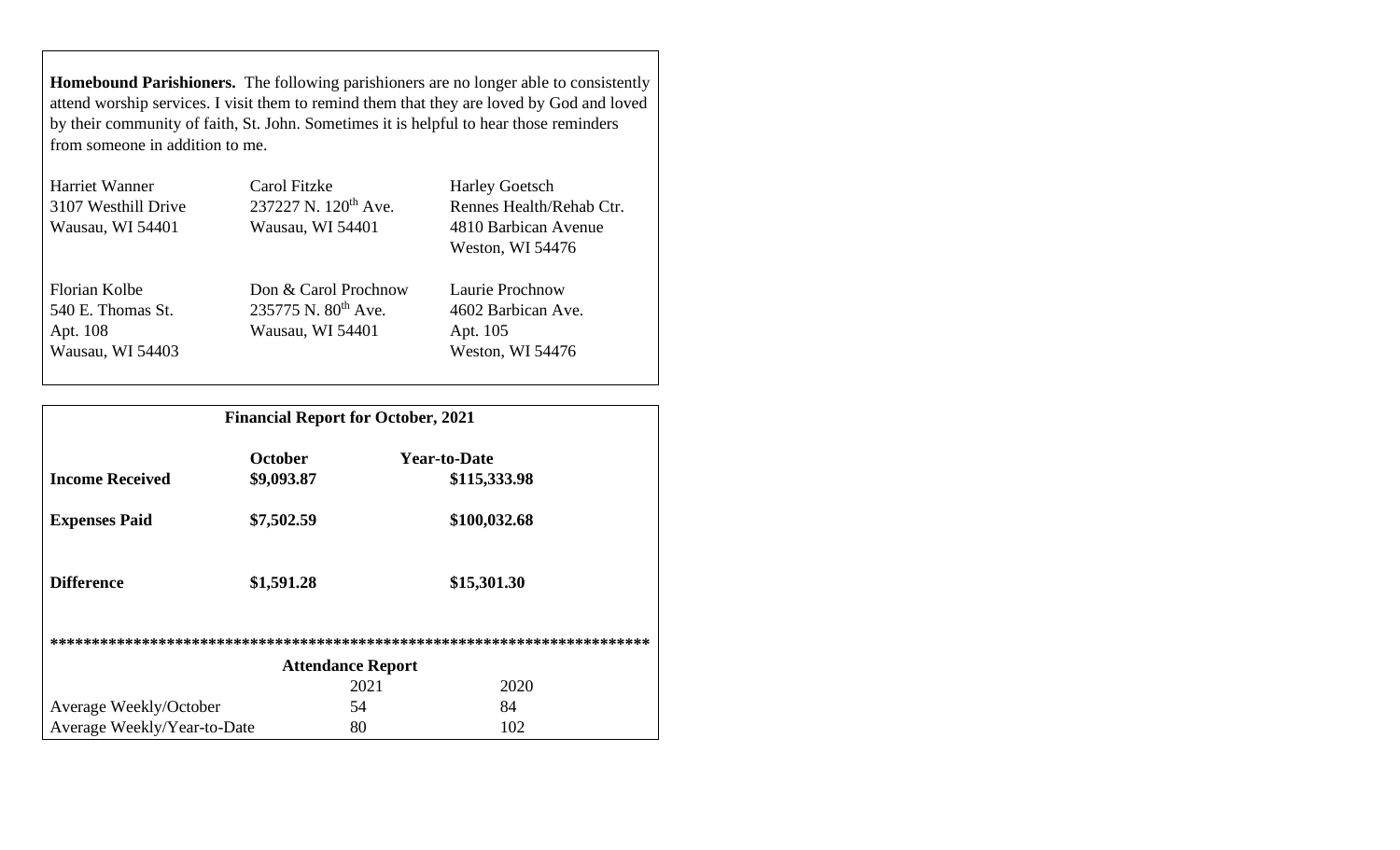**Homebound Parishioners.** The following parishioners are no longer able to consistently attend worship services. I visit them to remind them that they are loved by God and loved by their community of faith, St. John. Sometimes it is helpful to hear those reminders from someone in addition to me.

Harriet Wanner
3107 Westhill Drive
Wausau, WI 54401

Carol Fitzke
237227 N. 120th Ave.
Wausau, WI 54401

Harley Goetsch
Rennes Health/Rehab Ctr.
4810 Barbican Avenue
Weston, WI 54476

Florian Kolbe
540 E. Thomas St.
Apt. 108
Wausau, WI 54403

Don & Carol Prochnow
235775 N. 80th Ave.
Wausau, WI 54401

Laurie Prochnow
4602 Barbican Ave.
Apt. 105
Weston, WI 54476

**Financial Report for October, 2021**

| | **October** | **Year-to-Date** |
|---|---|---|
| **Income Received** | **$9,093.87** | **$115,333.98** |
| **Expenses Paid** | **$7,502.59** | **$100,032.68** |
| **Difference** | **$1,591.28** | **$15,301.30** |

**************************************************************************

**Attendance Report**

| | 2021 | 2020 |
|---|---|---|
| Average Weekly/October | 54 | 84 |
| Average Weekly/Year-to-Date | 80 | 102 |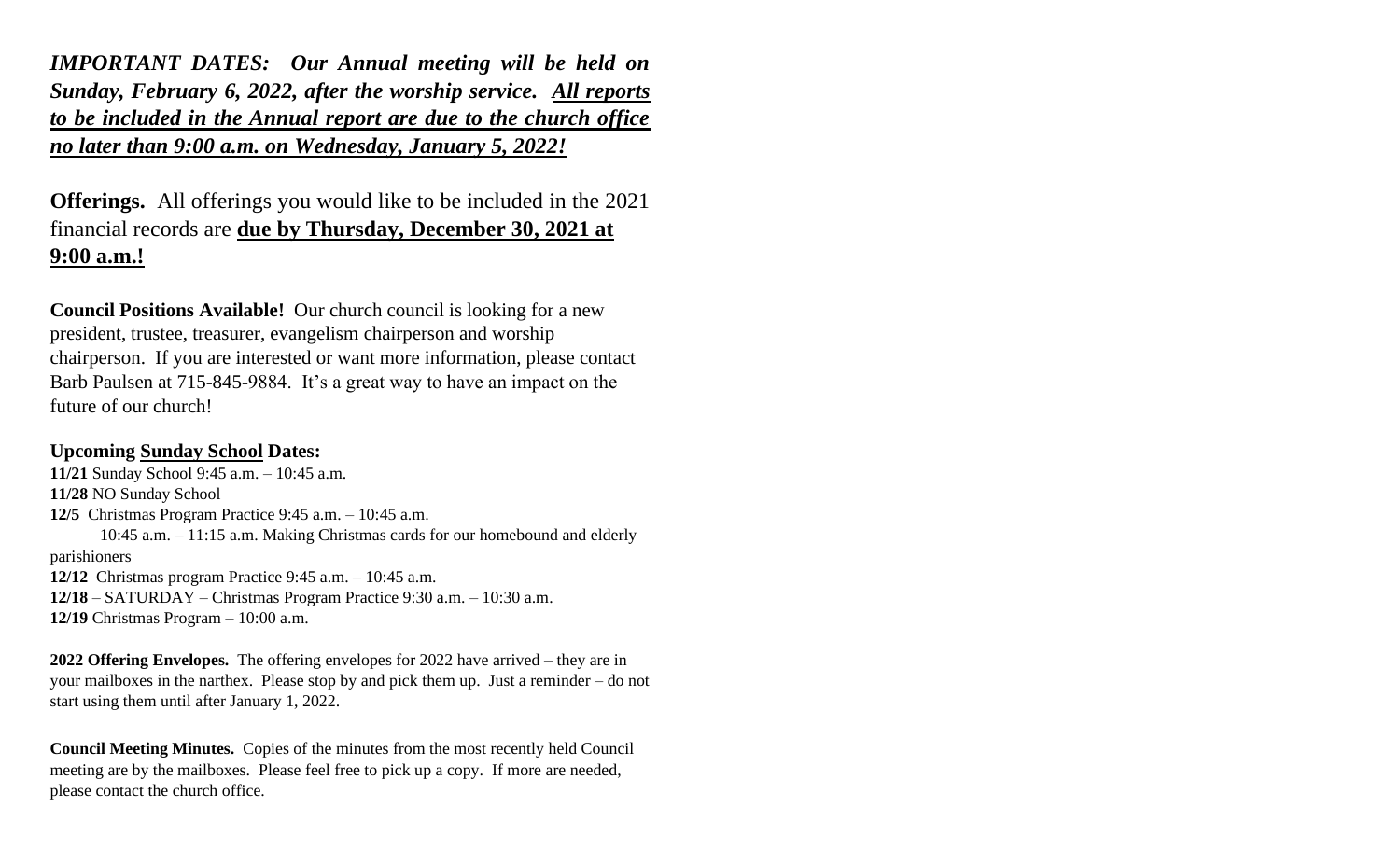***IMPORTANT DATES: Our Annual meeting will be held on Sunday, February 6, 2022, after the worship service. <u>All reports to be included in the Annual report are due to the church office no later than 9:00 a.m. on Wednesday, January 5, 2022!</u>***

**Offerings.** All offerings you would like to be included in the 2021 financial records are **<u>due by Thursday, December 30, 2021 at 9:00 a.m.!</u>**

**Council Positions Available!** Our church council is looking for a new president, trustee, treasurer, evangelism chairperson and worship chairperson. If you are interested or want more information, please contact Barb Paulsen at 715-845-9884. It's a great way to have an impact on the future of our church!

**Upcoming <u>Sunday School</u> Dates:**

**11/21** Sunday School 9:45 a.m. – 10:45 a.m.
**11/28** NO Sunday School
**12/5** Christmas Program Practice 9:45 a.m. – 10:45 a.m.
10:45 a.m. – 11:15 a.m. Making Christmas cards for our homebound and elderly parishioners
**12/12** Christmas program Practice 9:45 a.m. – 10:45 a.m.
**12/18** – SATURDAY – Christmas Program Practice 9:30 a.m. – 10:30 a.m.
**12/19** Christmas Program – 10:00 a.m.

**2022 Offering Envelopes.** The offering envelopes for 2022 have arrived – they are in your mailboxes in the narthex. Please stop by and pick them up. Just a reminder – do not start using them until after January 1, 2022.

**Council Meeting Minutes.** Copies of the minutes from the most recently held Council meeting are by the mailboxes. Please feel free to pick up a copy. If more are needed, please contact the church office.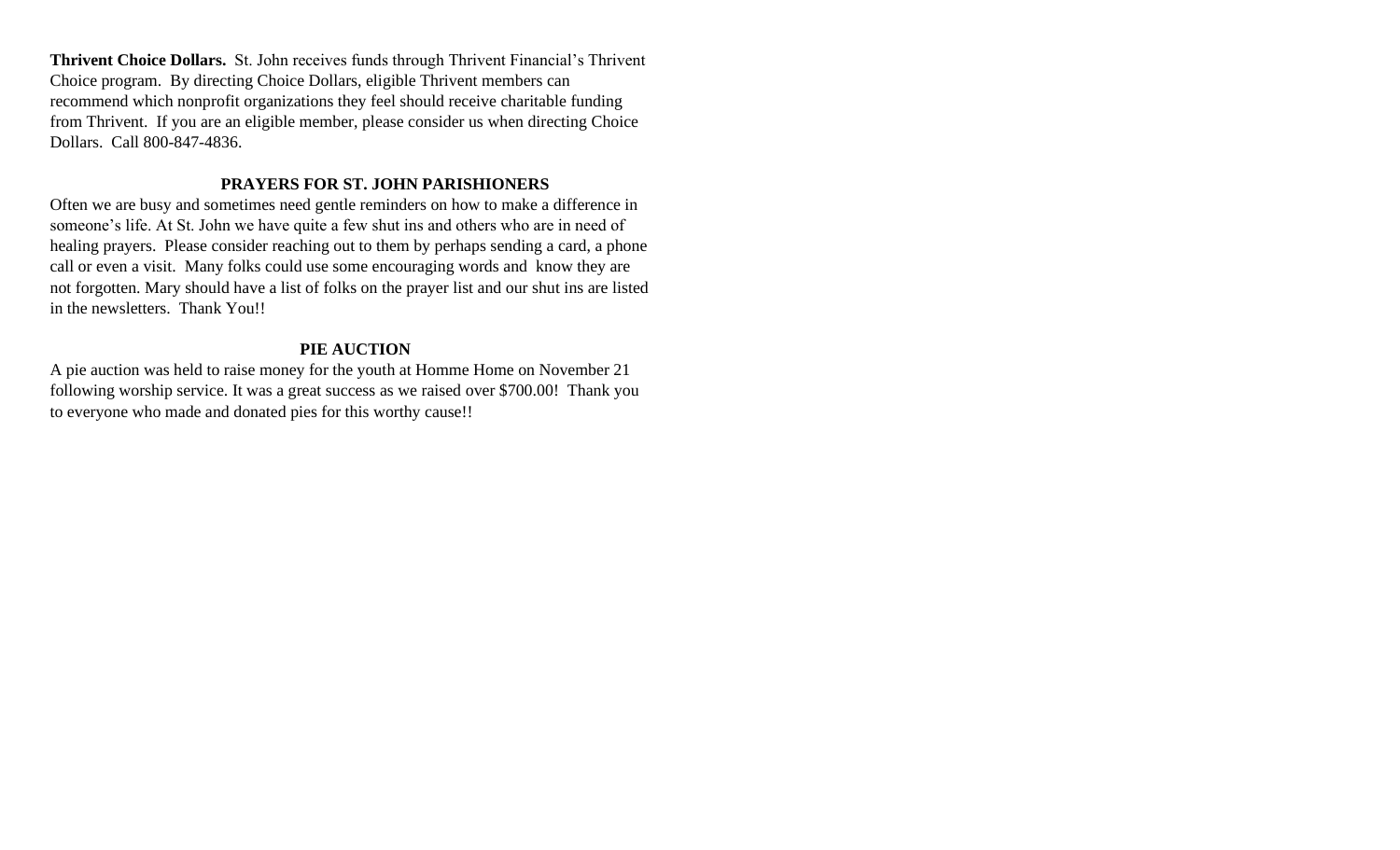**Thrivent Choice Dollars.** St. John receives funds through Thrivent Financial's Thrivent Choice program. By directing Choice Dollars, eligible Thrivent members can recommend which nonprofit organizations they feel should receive charitable funding from Thrivent. If you are an eligible member, please consider us when directing Choice Dollars. Call 800-847-4836.

## PRAYERS FOR ST. JOHN PARISHIONERS

Often we are busy and sometimes need gentle reminders on how to make a difference in someone's life. At St. John we have quite a few shut ins and others who are in need of healing prayers. Please consider reaching out to them by perhaps sending a card, a phone call or even a visit. Many folks could use some encouraging words and know they are not forgotten. Mary should have a list of folks on the prayer list and our shut ins are listed in the newsletters. Thank You!!

## PIE AUCTION

A pie auction was held to raise money for the youth at Homme Home on November 21 following worship service. It was a great success as we raised over $700.00! Thank you to everyone who made and donated pies for this worthy cause!!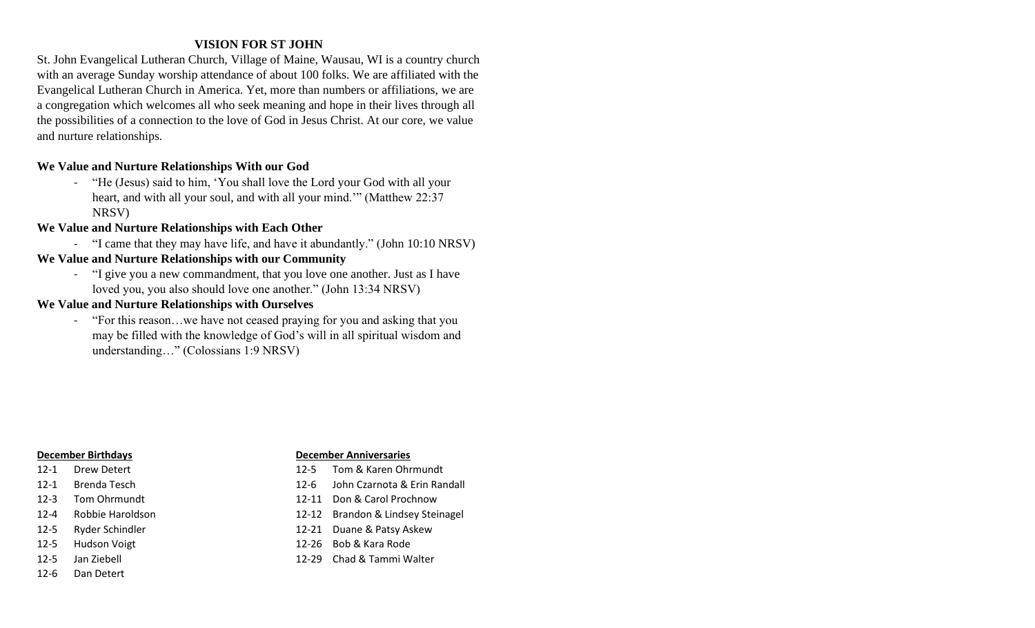## VISION FOR ST JOHN

St. John Evangelical Lutheran Church, Village of Maine, Wausau, WI is a country church with an average Sunday worship attendance of about 100 folks. We are affiliated with the Evangelical Lutheran Church in America. Yet, more than numbers or affiliations, we are a congregation which welcomes all who seek meaning and hope in their lives through all the possibilities of a connection to the love of God in Jesus Christ. At our core, we value and nurture relationships.

**We Value and Nurture Relationships With our God**

- "He (Jesus) said to him, 'You shall love the Lord your God with all your heart, and with all your soul, and with all your mind.'" (Matthew 22:37 NRSV)

**We Value and Nurture Relationships with Each Other**

- "I came that they may have life, and have it abundantly." (John 10:10 NRSV)

**We Value and Nurture Relationships with our Community**

- "I give you a new commandment, that you love one another. Just as I have loved you, you also should love one another." (John 13:34 NRSV)

**We Value and Nurture Relationships with Ourselves**

- "For this reason…we have not ceased praying for you and asking that you may be filled with the knowledge of God's will in all spiritual wisdom and understanding…" (Colossians 1:9 NRSV)

**December Birthdays**

12-1 Drew Detert
12-1 Brenda Tesch
12-3 Tom Ohrmundt
12-4 Robbie Haroldson
12-5 Ryder Schindler
12-5 Hudson Voigt
12-5 Jan Ziebell
12-6 Dan Detert

**December Anniversaries**

12-5 Tom & Karen Ohrmundt
12-6 John Czarnota & Erin Randall
12-11 Don & Carol Prochnow
12-12 Brandon & Lindsey Steinagel
12-21 Duane & Patsy Askew
12-26 Bob & Kara Rode
12-29 Chad & Tammi Walter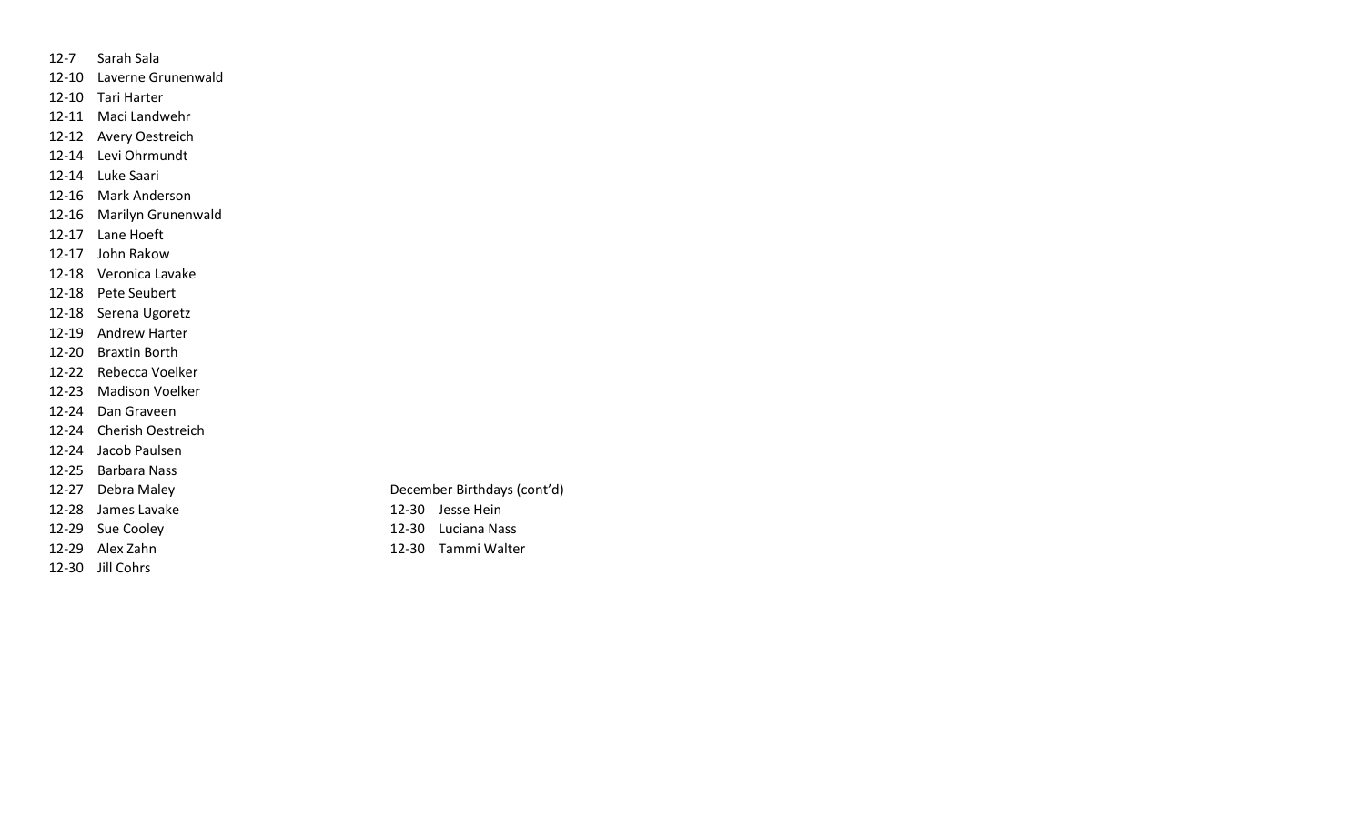12-7 Sarah Sala
12-10 Laverne Grunenwald
12-10 Tari Harter
12-11 Maci Landwehr
12-12 Avery Oestreich
12-14 Levi Ohrmundt
12-14 Luke Saari
12-16 Mark Anderson
12-16 Marilyn Grunenwald
12-17 Lane Hoeft
12-17 John Rakow
12-18 Veronica Lavake
12-18 Pete Seubert
12-18 Serena Ugoretz
12-19 Andrew Harter
12-20 Braxtin Borth
12-22 Rebecca Voelker
12-23 Madison Voelker
12-24 Dan Graveen
12-24 Cherish Oestreich
12-24 Jacob Paulsen
12-25 Barbara Nass
12-27 Debra Maley
12-28 James Lavake
12-29 Sue Cooley
12-29 Alex Zahn
12-30 Jill Cohrs

December Birthdays (cont'd)

12-30 Jesse Hein
12-30 Luciana Nass
12-30 Tammi Walter